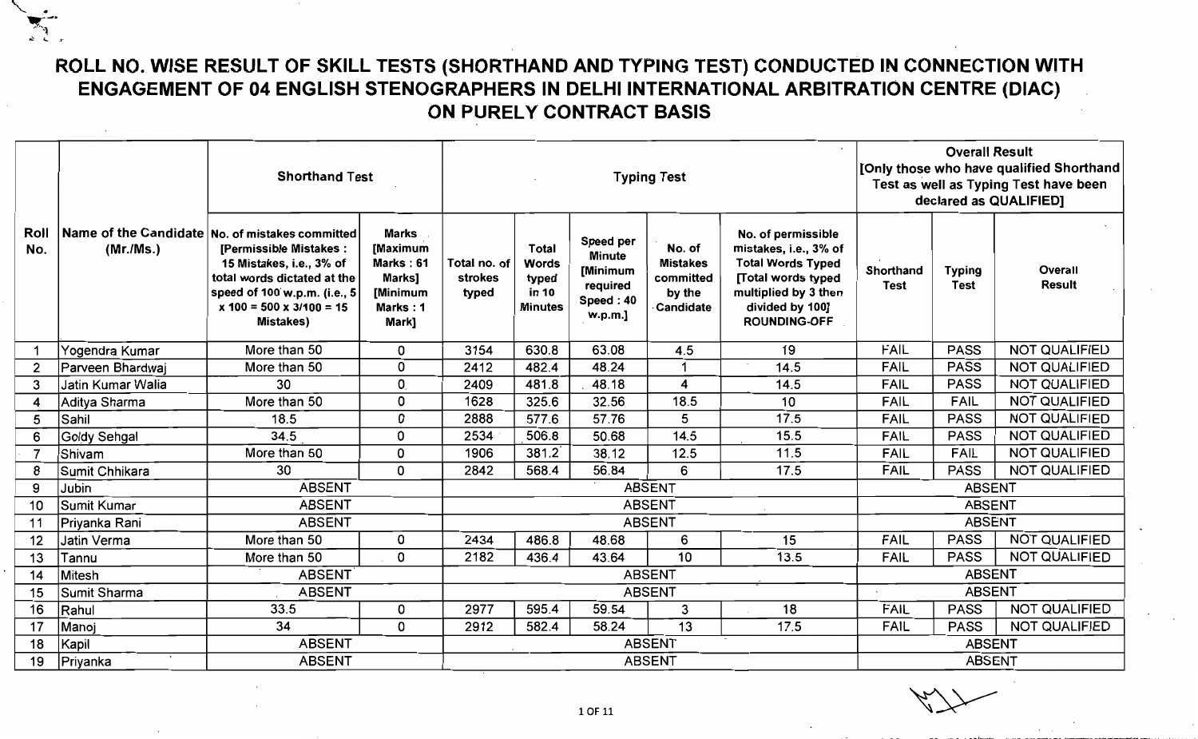# ROLL NO. WISE RESULT OF SKILL TESTS (SHORTHAND AND TYPING TEST) CONDUCTED IN CONNECTION WITH ENGAGEMENT OF 04 ENGLISH STENOGRAPHERS IN DELHI INTERNATIONAL ARBITRATION CENTRE (DIAC) ON PURELY CONTRACT BASIS

| Roll No. | Name of the Candidate (Mr./Ms.) | Shorthand Test | | Typing Test | | | | | Overall Result [Only those who have qualified Shorthand Test as well as Typing Test have been declared as QUALIFIED] | | |
|---|---|---|---|---|---|---|---|---|---|---|---|
| | | No. of mistakes committed [Permissible Mistakes : 15 Mistakes, i.e., 3% of total words dictated at the speed of 100 w.p.m. (i.e., 5 x 100 = 500 x 3/100 = 15 Mistakes) | Marks [Maximum Marks : 61 Marks] [Minimum Marks : 1 Mark] | Total no. of strokes typed | Total Words typed in 10 Minutes | Speed per Minute [Minimum required Speed : 40 w.p.m.] | No. of Mistakes committed by the Candidate | No. of permissible mistakes, i.e., 3% of Total Words Typed [Total words typed multiplied by 3 then divided by 100] ROUNDING-OFF | Shorthand Test | Typing Test | Overall Result |
| 1 | Yogendra Kumar | More than 50 | 0 | 3154 | 630.8 | 63.08 | 4.5 | 19 | FAIL | PASS | NOT QUALIFIED |
| 2 | Parveen Bhardwaj | More than 50 | 0 | 2412 | 482.4 | 48.24 | 1 | 14.5 | FAIL | PASS | NOT QUALIFIED |
| 3 | Jatin Kumar Walia | 30 | 0 | 2409 | 481.8 | 48.18 | 4 | 14.5 | FAIL | PASS | NOT QUALIFIED |
| 4 | Aditya Sharma | More than 50 | 0 | 1628 | 325.6 | 32.56 | 18.5 | 10 | FAIL | FAIL | NOT QUALIFIED |
| 5 | Sahil | 18.5 | 0 | 2888 | 577.6 | 57.76 | 5 | 17.5 | FAIL | PASS | NOT QUALIFIED |
| 6 | Goldy Sehgal | 34.5 | 0 | 2534 | 506.8 | 50.68 | 14.5 | 15.5 | FAIL | PASS | NOT QUALIFIED |
| 7 | Shivam | More than 50 | 0 | 1906 | 381.2 | 38.12 | 12.5 | 11.5 | FAIL | FAIL | NOT QUALIFIED |
| 8 | Sumit Chhikara | 30 | 0 | 2842 | 568.4 | 56.84 | 6 | 17.5 | FAIL | PASS | NOT QUALIFIED |
| 9 | Jubin | ABSENT | | ABSENT | | | | | ABSENT | | |
| 10 | Sumit Kumar | ABSENT | | ABSENT | | | | | ABSENT | | |
| 11 | Priyanka Rani | ABSENT | | ABSENT | | | | | ABSENT | | |
| 12 | Jatin Verma | More than 50 | 0 | 2434 | 486.8 | 48.68 | 6 | 15 | FAIL | PASS | NOT QUALIFIED |
| 13 | Tannu | More than 50 | 0 | 2182 | 436.4 | 43.64 | 10 | 13.5 | FAIL | PASS | NOT QUALIFIED |
| 14 | Mitesh | ABSENT | | ABSENT | | | | | ABSENT | | |
| 15 | Sumit Sharma | ABSENT | | ABSENT | | | | | ABSENT | | |
| 16 | Rahul | 33.5 | 0 | 2977 | 595.4 | 59.54 | 3 | 18 | FAIL | PASS | NOT QUALIFIED |
| 17 | Manoj | 34 | 0 | 2912 | 582.4 | 58.24 | 13 | 17.5 | FAIL | PASS | NOT QUALIFIED |
| 18 | Kapil | ABSENT | | ABSENT | | | | | ABSENT | | |
| 19 | Priyanka | ABSENT | | ABSENT | | | | | ABSENT | | |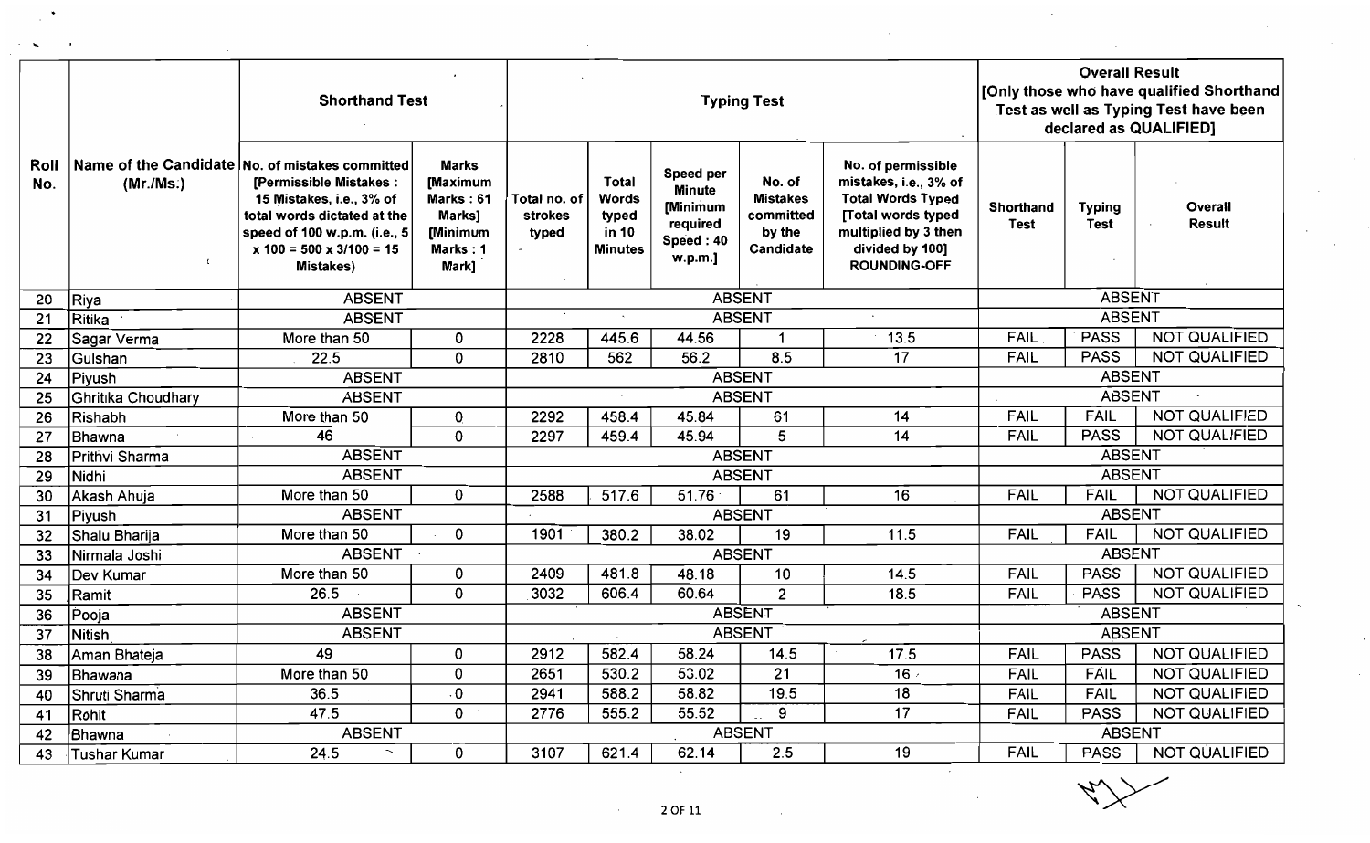| Roll No. | Name of the Candidate (Mr./Ms.) | Shorthand Test | | Typing Test | | | | | Overall Result [Only those who have qualified Shorthand Test as well as Typing Test have been declared as QUALIFIED] | | |
|---|---|---|---|---|---|---|---|---|---|---|---|
| | | No. of mistakes committed [Permissible Mistakes : 15 Mistakes, i.e., 3% of total words dictated at the speed of 100 w.p.m. (i.e., 5 x 100 = 500 x 3/100 = 15 Mistakes) | Marks [Maximum Marks : 61 Marks] [Minimum Marks : 1 Mark] | Total no. of strokes typed | Total Words typed in 10 Minutes | Speed per Minute [Minimum required Speed : 40 w.p.m.] | No. of Mistakes committed by the Candidate | No. of permissible mistakes, i.e., 3% of Total Words Typed [Total words typed multiplied by 3 then divided by 100] ROUNDING-OFF | Shorthand Test | Typing Test | Overall Result |
| 20 | Riya | ABSENT | | ABSENT | | | | | ABSENT | | |
| 21 | Ritika | ABSENT | | ABSENT | | | | | ABSENT | | |
| 22 | Sagar Verma | More than 50 | 0 | 2228 | 445.6 | 44.56 | 1 | 13.5 | FAIL | PASS | NOT QUALIFIED |
| 23 | Gulshan | 22.5 | 0 | 2810 | 562 | 56.2 | 8.5 | 17 | FAIL | PASS | NOT QUALIFIED |
| 24 | Piyush | ABSENT | | ABSENT | | | | | ABSENT | | |
| 25 | Ghritika Choudhary | ABSENT | | ABSENT | | | | | ABSENT | | |
| 26 | Rishabh | More than 50 | 0 | 2292 | 458.4 | 45.84 | 61 | 14 | FAIL | FAIL | NOT QUALIFIED |
| 27 | Bhawna | 46 | 0 | 2297 | 459.4 | 45.94 | 5 | 14 | FAIL | PASS | NOT QUALIFIED |
| 28 | Prithvi Sharma | ABSENT | | ABSENT | | | | | ABSENT | | |
| 29 | Nidhi | ABSENT | | ABSENT | | | | | ABSENT | | |
| 30 | Akash Ahuja | More than 50 | 0 | 2588 | 517.6 | 51.76 | 61 | 16 | FAIL | FAIL | NOT QUALIFIED |
| 31 | Piyush | ABSENT | | ABSENT | | | | | ABSENT | | |
| 32 | Shalu Bharija | More than 50 | 0 | 1901 | 380.2 | 38.02 | 19 | 11.5 | FAIL | FAIL | NOT QUALIFIED |
| 33 | Nirmala Joshi | ABSENT | | ABSENT | | | | | ABSENT | | |
| 34 | Dev Kumar | More than 50 | 0 | 2409 | 481.8 | 48.18 | 10 | 14.5 | FAIL | PASS | NOT QUALIFIED |
| 35 | Ramit | 26.5 | 0 | 3032 | 606.4 | 60.64 | 2 | 18.5 | FAIL | PASS | NOT QUALIFIED |
| 36 | Pooja | ABSENT | | ABSENT | | | | | ABSENT | | |
| 37 | Nitish | ABSENT | | ABSENT | | | | | ABSENT | | |
| 38 | Aman Bhateja | 49 | 0 | 2912 | 582.4 | 58.24 | 14.5 | 17.5 | FAIL | PASS | NOT QUALIFIED |
| 39 | Bhawana | More than 50 | 0 | 2651 | 530.2 | 53.02 | 21 | 16 | FAIL | FAIL | NOT QUALIFIED |
| 40 | Shruti Sharma | 36.5 | 0 | 2941 | 588.2 | 58.82 | 19.5 | 18 | FAIL | FAIL | NOT QUALIFIED |
| 41 | Rohit | 47.5 | 0 | 2776 | 555.2 | 55.52 | 9 | 17 | FAIL | PASS | NOT QUALIFIED |
| 42 | Bhawna | ABSENT | | ABSENT | | | | | ABSENT | | |
| 43 | Tushar Kumar | 24.5 | 0 | 3107 | 621.4 | 62.14 | 2.5 | 19 | FAIL | PASS | NOT QUALIFIED |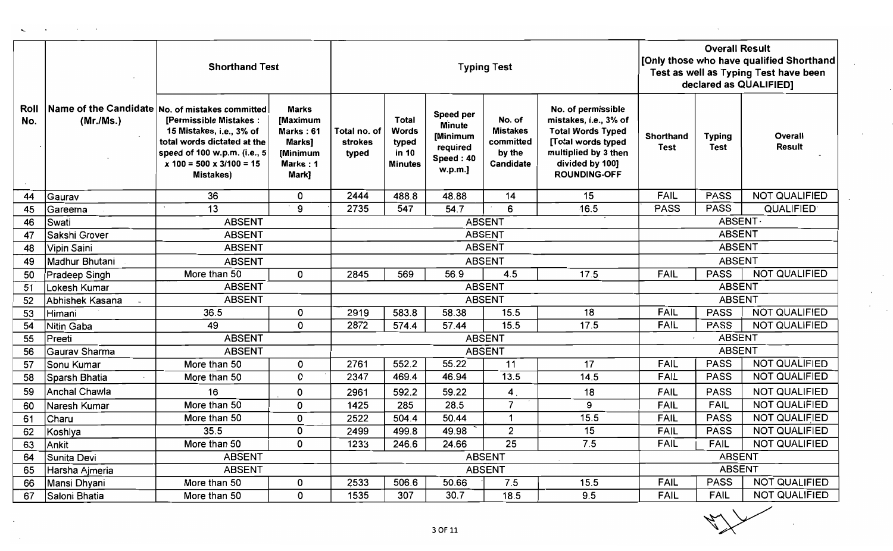| Roll No. | Name of the Candidate (Mr./Ms.) | Shorthand Test | | Typing Test | | | | | Overall Result [Only those who have qualified Shorthand Test as well as Typing Test have been declared as QUALIFIED] | | |
|---|---|---|---|---|---|---|---|---|---|---|---|
| | | No. of mistakes committed [Permissible Mistakes : 15 Mistakes, i.e., 3% of total words dictated at the speed of 100 w.p.m. (i.e., 5 x 100 = 500 x 3/100 = 15 Mistakes) | Marks [Maximum Marks : 61 Marks] [Minimum Marks : 1 Mark] | Total no. of strokes typed | Total Words typed in 10 Minutes | Speed per Minute [Minimum required Speed : 40 w.p.m.] | No. of Mistakes committed by the Candidate | No. of permissible mistakes, i.e., 3% of Total Words Typed [Total words typed multiplied by 3 then divided by 100] ROUNDING-OFF | Shorthand Test | Typing Test | Overall Result |
| 44 | Gaurav | 36 | 0 | 2444 | 488.8 | 48.88 | 14 | 15 | FAIL | PASS | NOT QUALIFIED |
| 45 | Gareema | 13 | 9 | 2735 | 547 | 54.7 | 6 | 16.5 | PASS | PASS | QUALIFIED |
| 46 | Swati | ABSENT | | ABSENT | | | | | ABSENT | | |
| 47 | Sakshi Grover | ABSENT | | ABSENT | | | | | ABSENT | | |
| 48 | Vipin Saini | ABSENT | | ABSENT | | | | | ABSENT | | |
| 49 | Madhur Bhutani | ABSENT | | ABSENT | | | | | ABSENT | | |
| 50 | Pradeep Singh | More than 50 | 0 | 2845 | 569 | 56.9 | 4.5 | 17.5 | FAIL | PASS | NOT QUALIFIED |
| 51 | Lokesh Kumar | ABSENT | | ABSENT | | | | | ABSENT | | |
| 52 | Abhishek Kasana | ABSENT | | ABSENT | | | | | ABSENT | | |
| 53 | Himani | 36.5 | 0 | 2919 | 583.8 | 58.38 | 15.5 | 18 | FAIL | PASS | NOT QUALIFIED |
| 54 | Nitin Gaba | 49 | 0 | 2872 | 574.4 | 57.44 | 15.5 | 17.5 | FAIL | PASS | NOT QUALIFIED |
| 55 | Preeti | ABSENT | | ABSENT | | | | | ABSENT | | |
| 56 | Gaurav Sharma | ABSENT | | ABSENT | | | | | ABSENT | | |
| 57 | Sonu Kumar | More than 50 | 0 | 2761 | 552.2 | 55.22 | 11 | 17 | FAIL | PASS | NOT QUALIFIED |
| 58 | Sparsh Bhatia | More than 50 | 0 | 2347 | 469.4 | 46.94 | 13.5 | 14.5 | FAIL | PASS | NOT QUALIFIED |
| 59 | Anchal Chawla | 16 | 0 | 2961 | 592.2 | 59.22 | 4 | 18 | FAIL | PASS | NOT QUALIFIED |
| 60 | Naresh Kumar | More than 50 | 0 | 1425 | 285 | 28.5 | 7 | 9 | FAIL | FAIL | NOT QUALIFIED |
| 61 | Charu | More than 50 | 0 | 2522 | 504.4 | 50.44 | 1 | 15.5 | FAIL | PASS | NOT QUALIFIED |
| 62 | Koshlya | 35.5 | 0 | 2499 | 499.8 | 49.98 | 2 | 15 | FAIL | PASS | NOT QUALIFIED |
| 63 | Ankit | More than 50 | 0 | 1233 | 246.6 | 24.66 | 25 | 7.5 | FAIL | FAIL | NOT QUALIFIED |
| 64 | Sunita Devi | ABSENT | | ABSENT | | | | | ABSENT | | |
| 65 | Harsha Ajmeria | ABSENT | | ABSENT | | | | | ABSENT | | |
| 66 | Mansi Dhyani | More than 50 | 0 | 2533 | 506.6 | 50.66 | 7.5 | 15.5 | FAIL | PASS | NOT QUALIFIED |
| 67 | Saloni Bhatia | More than 50 | 0 | 1535 | 307 | 30.7 | 18.5 | 9.5 | FAIL | FAIL | NOT QUALIFIED |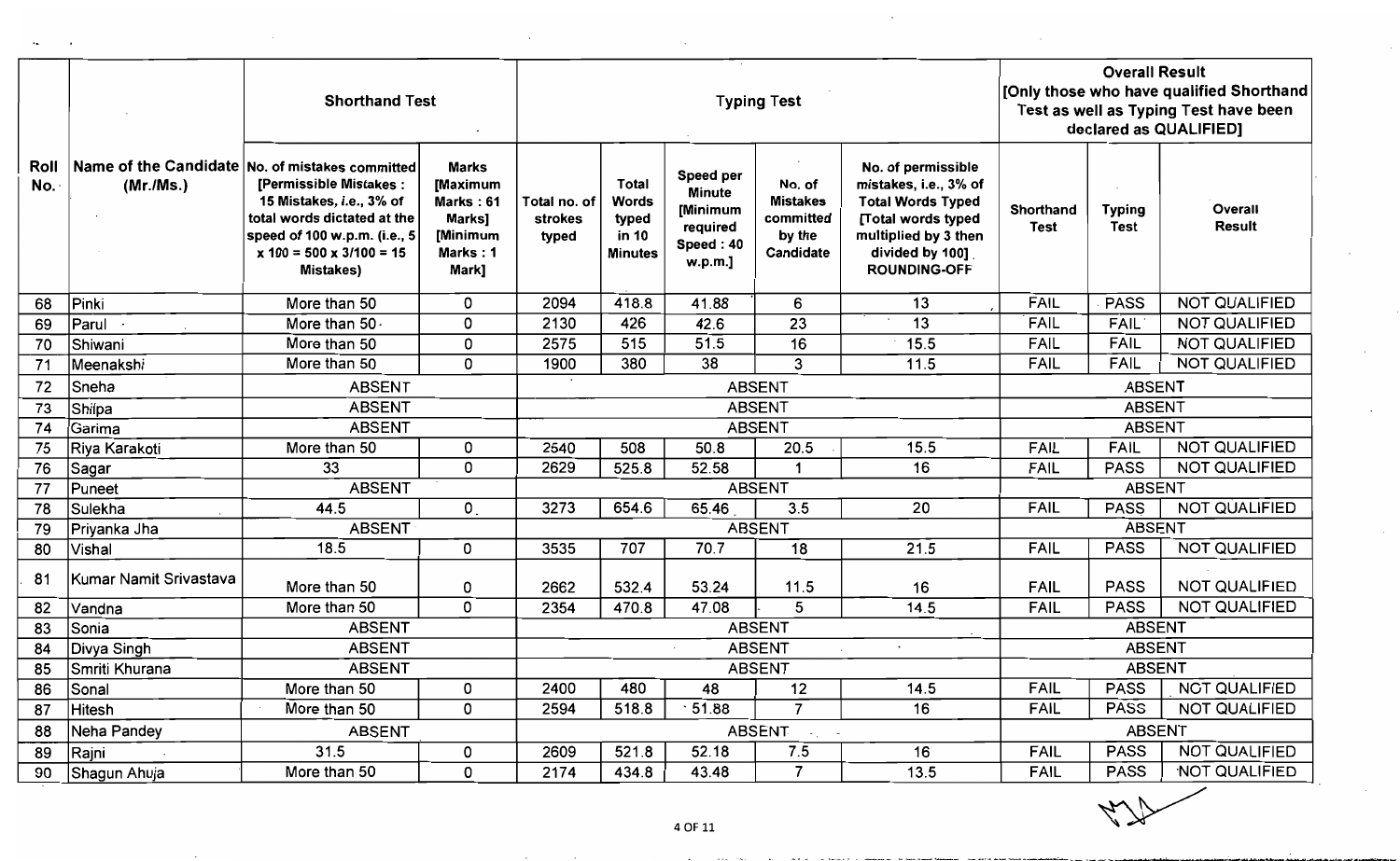| Roll No. | Name of the Candidate (Mr./Ms.) | Shorthand Test | | Typing Test | | | | | Overall Result [Only those who have qualified Shorthand Test as well as Typing Test have been declared as QUALIFIED] | | |
|---|---|---|---|---|---|---|---|---|---|---|---|
| | | No. of mistakes committed [Permissible Mistakes : 15 Mistakes, i.e., 3% of total words dictated at the speed of 100 w.p.m. (i.e., 5 x 100 = 500 x 3/100 = 15 Mistakes) | Marks [Maximum Marks : 61 Marks] [Minimum Marks : 1 Mark] | Total no. of strokes typed | Total Words typed in 10 Minutes | Speed per Minute [Minimum required Speed : 40 w.p.m.] | No. of Mistakes committed by the Candidate | No. of permissible mistakes, i.e., 3% of Total Words Typed [Total words typed multiplied by 3 then divided by 100] ROUNDING-OFF | Shorthand Test | Typing Test | Overall Result |
| 68 | Pinki | More than 50 | 0 | 2094 | 418.8 | 41.88 | 6 | 13 | FAIL | PASS | NOT QUALIFIED |
| 69 | Parul | More than 50 | 0 | 2130 | 426 | 42.6 | 23 | 13 | FAIL | FAIL | NOT QUALIFIED |
| 70 | Shiwani | More than 50 | 0 | 2575 | 515 | 51.5 | 16 | 15.5 | FAIL | FAIL | NOT QUALIFIED |
| 71 | Meenakshi | More than 50 | 0 | 1900 | 380 | 38 | 3 | 11.5 | FAIL | FAIL | NOT QUALIFIED |
| 72 | Sneha | ABSENT | | ABSENT | | | | | ABSENT | | |
| 73 | Shilpa | ABSENT | | ABSENT | | | | | ABSENT | | |
| 74 | Garima | ABSENT | | ABSENT | | | | | ABSENT | | |
| 75 | Riya Karakoti | More than 50 | 0 | 2540 | 508 | 50.8 | 20.5 | 15.5 | FAIL | FAIL | NOT QUALIFIED |
| 76 | Sagar | 33 | 0 | 2629 | 525.8 | 52.58 | 1 | 16 | FAIL | PASS | NOT QUALIFIED |
| 77 | Puneet | ABSENT | | ABSENT | | | | | ABSENT | | |
| 78 | Sulekha | 44.5 | 0 | 3273 | 654.6 | 65.46 | 3.5 | 20 | FAIL | PASS | NOT QUALIFIED |
| 79 | Priyanka Jha | ABSENT | | ABSENT | | | | | ABSENT | | |
| 80 | Vishal | 18.5 | 0 | 3535 | 707 | 70.7 | 18 | 21.5 | FAIL | PASS | NOT QUALIFIED |
| 81 | Kumar Namit Srivastava | More than 50 | 0 | 2662 | 532.4 | 53.24 | 11.5 | 16 | FAIL | PASS | NOT QUALIFIED |
| 82 | Vandna | More than 50 | 0 | 2354 | 470.8 | 47.08 | 5 | 14.5 | FAIL | PASS | NOT QUALIFIED |
| 83 | Sonia | ABSENT | | ABSENT | | | | | ABSENT | | |
| 84 | Divya Singh | ABSENT | | ABSENT | | | | | ABSENT | | |
| 85 | Smriti Khurana | ABSENT | | ABSENT | | | | | ABSENT | | |
| 86 | Sonal | More than 50 | 0 | 2400 | 480 | 48 | 12 | 14.5 | FAIL | PASS | NOT QUALIFIED |
| 87 | Hitesh | More than 50 | 0 | 2594 | 518.8 | 51.88 | 7 | 16 | FAIL | PASS | NOT QUALIFIED |
| 88 | Neha Pandey | ABSENT | | ABSENT | | | | | ABSENT | | |
| 89 | Rajni | 31.5 | 0 | 2609 | 521.8 | 52.18 | 7.5 | 16 | FAIL | PASS | NOT QUALIFIED |
| 90 | Shagun Ahuja | More than 50 | 0 | 2174 | 434.8 | 43.48 | 7 | 13.5 | FAIL | PASS | NOT QUALIFIED |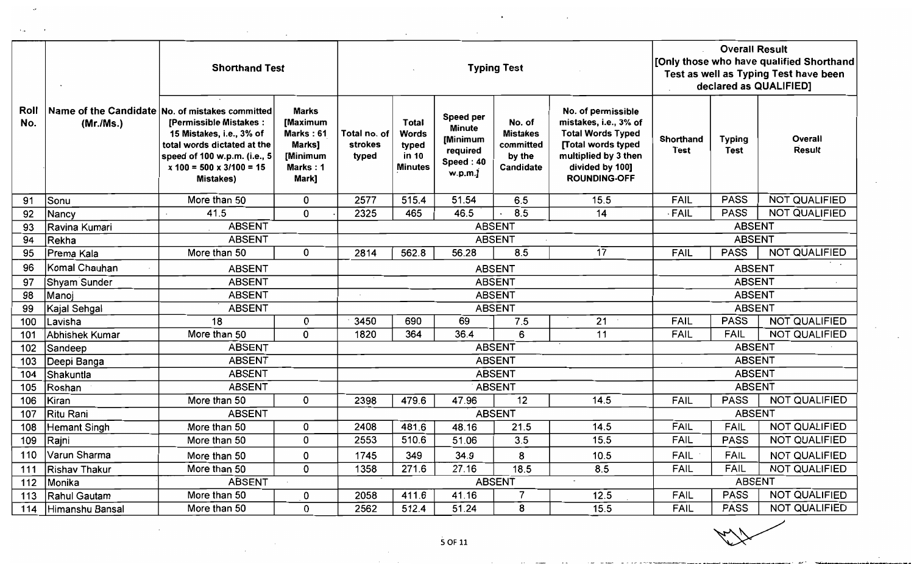| Roll No. | Name of the Candidate (Mr./Ms.) | Shorthand Test | | Typing Test | | | | | Overall Result [Only those who have qualified Shorthand Test as well as Typing Test have been declared as QUALIFIED] | | |
|---|---|---|---|---|---|---|---|---|---|---|---|
| | | No. of mistakes committed [Permissible Mistakes : 15 Mistakes, i.e., 3% of total words dictated at the speed of 100 w.p.m. (i.e., 5 x 100 = 500 x 3/100 = 15 Mistakes) | Marks [Maximum Marks : 61 Marks] [Minimum Marks : 1 Mark] | Total no. of strokes typed | Total Words typed in 10 Minutes | Speed per Minute [Minimum required Speed : 40 w.p.m.] | No. of Mistakes committed by the Candidate | No. of permissible mistakes, i.e., 3% of Total Words Typed [Total words typed multiplied by 3 then divided by 100] ROUNDING-OFF | Shorthand Test | Typing Test | Overall Result |
| 91 | Sonu | More than 50 | 0 | 2577 | 515.4 | 51.54 | 6.5 | 15.5 | FAIL | PASS | NOT QUALIFIED |
| 92 | Nancy | 41.5 | 0 | 2325 | 465 | 46.5 | 8.5 | 14 | FAIL | PASS | NOT QUALIFIED |
| 93 | Ravina Kumari | ABSENT | | ABSENT | | | | | ABSENT | | |
| 94 | Rekha | ABSENT | | ABSENT | | | | | ABSENT | | |
| 95 | Prema Kala | More than 50 | 0 | 2814 | 562.8 | 56.28 | 8.5 | 17 | FAIL | PASS | NOT QUALIFIED |
| 96 | Komal Chauhan | ABSENT | | ABSENT | | | | | ABSENT | | |
| 97 | Shyam Sunder | ABSENT | | ABSENT | | | | | ABSENT | | |
| 98 | Manoj | ABSENT | | ABSENT | | | | | ABSENT | | |
| 99 | Kajal Sehgal | ABSENT | | ABSENT | | | | | ABSENT | | |
| 100 | Lavisha | 18 | 0 | 3450 | 690 | 69 | 7.5 | 21 | FAIL | PASS | NOT QUALIFIED |
| 101 | Abhishek Kumar | More than 50 | 0 | 1820 | 364 | 36.4 | 6 | 11 | FAIL | FAIL | NOT QUALIFIED |
| 102 | Sandeep | ABSENT | | ABSENT | | | | | ABSENT | | |
| 103 | Deepi Banga | ABSENT | | ABSENT | | | | | ABSENT | | |
| 104 | Shakuntla | ABSENT | | ABSENT | | | | | ABSENT | | |
| 105 | Roshan | ABSENT | | ABSENT | | | | | ABSENT | | |
| 106 | Kiran | More than 50 | 0 | 2398 | 479.6 | 47.96 | 12 | 14.5 | FAIL | PASS | NOT QUALIFIED |
| 107 | Ritu Rani | ABSENT | | ABSENT | | | | | ABSENT | | |
| 108 | Hemant Singh | More than 50 | 0 | 2408 | 481.6 | 48.16 | 21.5 | 14.5 | FAIL | FAIL | NOT QUALIFIED |
| 109 | Rajni | More than 50 | 0 | 2553 | 510.6 | 51.06 | 3.5 | 15.5 | FAIL | PASS | NOT QUALIFIED |
| 110 | Varun Sharma | More than 50 | 0 | 1745 | 349 | 34.9 | 8 | 10.5 | FAIL | FAIL | NOT QUALIFIED |
| 111 | Rishav Thakur | More than 50 | 0 | 1358 | 271.6 | 27.16 | 18.5 | 8.5 | FAIL | FAIL | NOT QUALIFIED |
| 112 | Monika | ABSENT | | ABSENT | | | | | ABSENT | | |
| 113 | Rahul Gautam | More than 50 | 0 | 2058 | 411.6 | 41.16 | 7 | 12.5 | FAIL | PASS | NOT QUALIFIED |
| 114 | Himanshu Bansal | More than 50 | 0 | 2562 | 512.4 | 51.24 | 8 | 15.5 | FAIL | PASS | NOT QUALIFIED |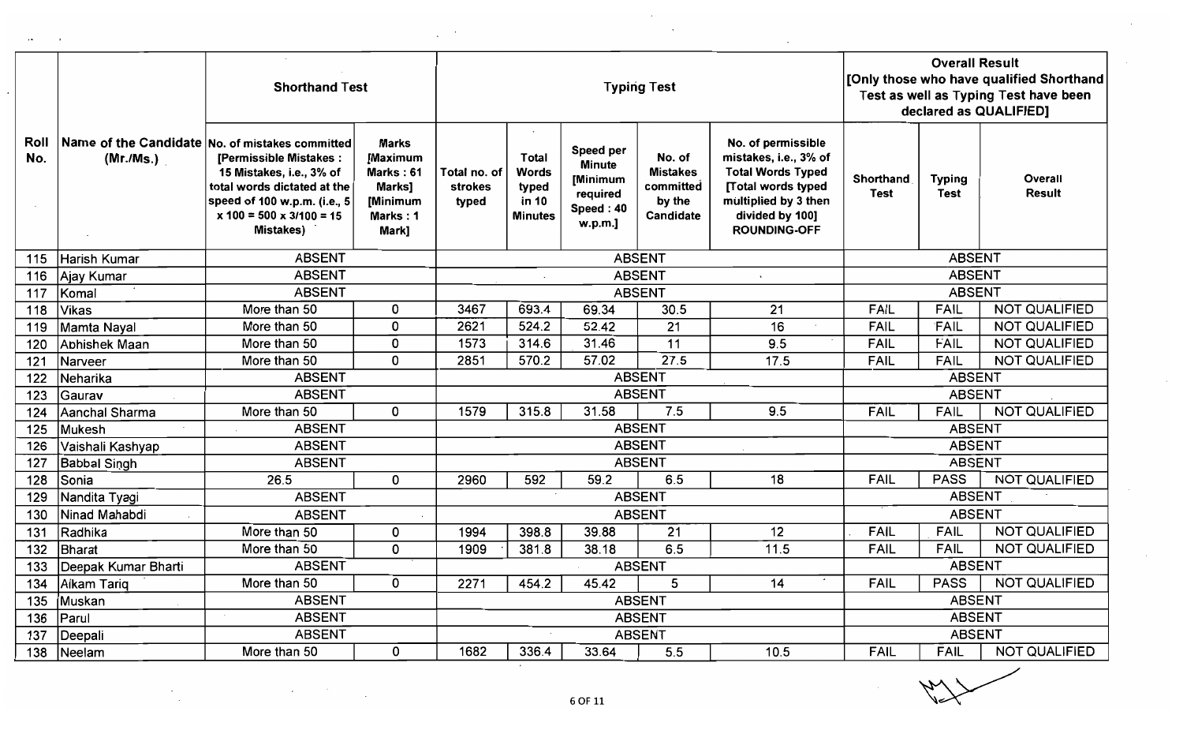| Roll No. | Name of the Candidate (Mr./Ms.) | Shorthand Test | | Typing Test | | | | | Overall Result [Only those who have qualified Shorthand Test as well as Typing Test have been declared as QUALIFIED] | | |
|---|---|---|---|---|---|---|---|---|---|---|---|
| | | No. of mistakes committed [Permissible Mistakes : 15 Mistakes, i.e., 3% of total words dictated at the speed of 100 w.p.m. (i.e., 5 x 100 = 500 x 3/100 = 15 Mistakes) | Marks [Maximum Marks : 61 Marks] [Minimum Marks : 1 Mark] | Total no. of strokes typed | Total Words typed in 10 Minutes | Speed per Minute [Minimum required Speed : 40 w.p.m.] | No. of Mistakes committed by the Candidate | No. of permissible mistakes, i.e., 3% of Total Words Typed [Total words typed multiplied by 3 then divided by 100] ROUNDING-OFF | Shorthand Test | Typing Test | Overall Result |
| 115 | Harish Kumar | ABSENT | | ABSENT | | | | | ABSENT | | |
| 116 | Ajay Kumar | ABSENT | | ABSENT | | | | | ABSENT | | |
| 117 | Komal | ABSENT | | ABSENT | | | | | ABSENT | | |
| 118 | Vikas | More than 50 | 0 | 3467 | 693.4 | 69.34 | 30.5 | 21 | FAIL | FAIL | NOT QUALIFIED |
| 119 | Mamta Nayal | More than 50 | 0 | 2621 | 524.2 | 52.42 | 21 | 16 | FAIL | FAIL | NOT QUALIFIED |
| 120 | Abhishek Maan | More than 50 | 0 | 1573 | 314.6 | 31.46 | 11 | 9.5 | FAIL | FAIL | NOT QUALIFIED |
| 121 | Narveer | More than 50 | 0 | 2851 | 570.2 | 57.02 | 27.5 | 17.5 | FAIL | FAIL | NOT QUALIFIED |
| 122 | Neharika | ABSENT | | ABSENT | | | | | ABSENT | | |
| 123 | Gaurav | ABSENT | | ABSENT | | | | | ABSENT | | |
| 124 | Aanchal Sharma | More than 50 | 0 | 1579 | 315.8 | 31.58 | 7.5 | 9.5 | FAIL | FAIL | NOT QUALIFIED |
| 125 | Mukesh | ABSENT | | ABSENT | | | | | ABSENT | | |
| 126 | Vaishali Kashyap | ABSENT | | ABSENT | | | | | ABSENT | | |
| 127 | Babbal Singh | ABSENT | | ABSENT | | | | | ABSENT | | |
| 128 | Sonia | 26.5 | 0 | 2960 | 592 | 59.2 | 6.5 | 18 | FAIL | PASS | NOT QUALIFIED |
| 129 | Nandita Tyagi | ABSENT | | ABSENT | | | | | ABSENT | | |
| 130 | Ninad Mahabdi | ABSENT | | ABSENT | | | | | ABSENT | | |
| 131 | Radhika | More than 50 | 0 | 1994 | 398.8 | 39.88 | 21 | 12 | FAIL | FAIL | NOT QUALIFIED |
| 132 | Bharat | More than 50 | 0 | 1909 | 381.8 | 38.18 | 6.5 | 11.5 | FAIL | FAIL | NOT QUALIFIED |
| 133 | Deepak Kumar Bharti | ABSENT | | ABSENT | | | | | ABSENT | | |
| 134 | Aikam Tariq | More than 50 | 0 | 2271 | 454.2 | 45.42 | 5 | 14 | FAIL | PASS | NOT QUALIFIED |
| 135 | Muskan | ABSENT | | ABSENT | | | | | ABSENT | | |
| 136 | Parul | ABSENT | | ABSENT | | | | | ABSENT | | |
| 137 | Deepali | ABSENT | | ABSENT | | | | | ABSENT | | |
| 138 | Neelam | More than 50 | 0 | 1682 | 336.4 | 33.64 | 5.5 | 10.5 | FAIL | FAIL | NOT QUALIFIED |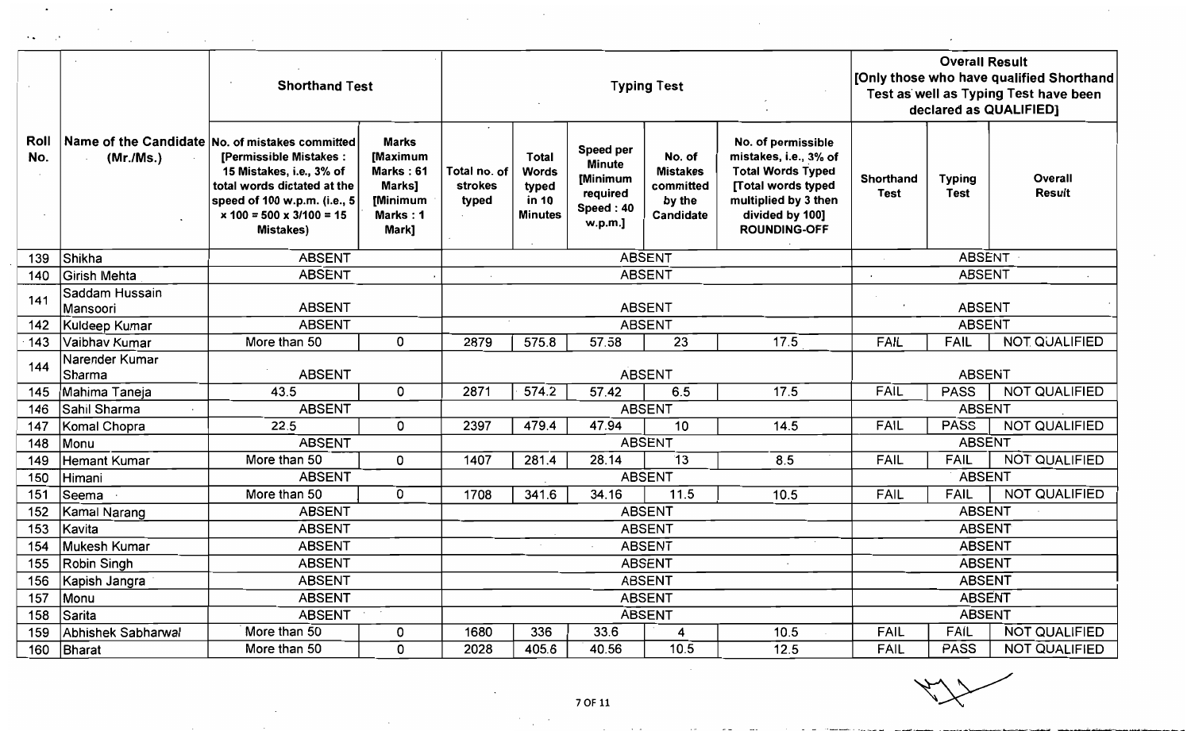| Roll No. | Name of the Candidate (Mr./Ms.) | Shorthand Test | | Typing Test | | | | | Overall Result [Only those who have qualified Shorthand Test as well as Typing Test have been declared as QUALIFIED] | | |
|---|---|---|---|---|---|---|---|---|---|---|---|
| | | No. of mistakes committed [Permissible Mistakes : 15 Mistakes, i.e., 3% of total words dictated at the speed of 100 w.p.m. (i.e., 5 x 100 = 500 x 3/100 = 15 Mistakes) | Marks [Maximum Marks : 61 Marks] [Minimum Marks : 1 Mark] | Total no. of strokes typed | Total Words typed in 10 Minutes | Speed per Minute [Minimum required Speed : 40 w.p.m.] | No. of Mistakes committed by the Candidate | No. of permissible mistakes, i.e., 3% of Total Words Typed [Total words typed multiplied by 3 then divided by 100] ROUNDING-OFF | Shorthand Test | Typing Test | Overall Result |
| 139 | Shikha | ABSENT | | ABSENT | | | | | ABSENT | | |
| 140 | Girish Mehta | ABSENT | | ABSENT | | | | | ABSENT | | |
| 141 | Saddam Hussain Mansoori | ABSENT | | ABSENT | | | | | ABSENT | | |
| 142 | Kuldeep Kumar | ABSENT | | ABSENT | | | | | ABSENT | | |
| 143 | Vaibhav Kumar | More than 50 | 0 | 2879 | 575.8 | 57.58 | 23 | 17.5 | FAIL | FAIL | NOT QUALIFIED |
| 144 | Narender Kumar Sharma | ABSENT | | ABSENT | | | | | ABSENT | | |
| 145 | Mahima Taneja | 43.5 | 0 | 2871 | 574.2 | 57.42 | 6.5 | 17.5 | FAIL | PASS | NOT QUALIFIED |
| 146 | Sahil Sharma | ABSENT | | ABSENT | | | | | ABSENT | | |
| 147 | Komal Chopra | 22.5 | 0 | 2397 | 479.4 | 47.94 | 10 | 14.5 | FAIL | PASS | NOT QUALIFIED |
| 148 | Monu | ABSENT | | ABSENT | | | | | ABSENT | | |
| 149 | Hemant Kumar | More than 50 | 0 | 1407 | 281.4 | 28.14 | 13 | 8.5 | FAIL | FAIL | NOT QUALIFIED |
| 150 | Himani | ABSENT | | ABSENT | | | | | ABSENT | | |
| 151 | Seema | More than 50 | 0 | 1708 | 341.6 | 34.16 | 11.5 | 10.5 | FAIL | FAIL | NOT QUALIFIED |
| 152 | Kamal Narang | ABSENT | | ABSENT | | | | | ABSENT | | |
| 153 | Kavita | ABSENT | | ABSENT | | | | | ABSENT | | |
| 154 | Mukesh Kumar | ABSENT | | ABSENT | | | | | ABSENT | | |
| 155 | Robin Singh | ABSENT | | ABSENT | | | | | ABSENT | | |
| 156 | Kapish Jangra | ABSENT | | ABSENT | | | | | ABSENT | | |
| 157 | Monu | ABSENT | | ABSENT | | | | | ABSENT | | |
| 158 | Sarita | ABSENT | | ABSENT | | | | | ABSENT | | |
| 159 | Abhishek Sabharwal | More than 50 | 0 | 1680 | 336 | 33.6 | 4 | 10.5 | FAIL | FAIL | NOT QUALIFIED |
| 160 | Bharat | More than 50 | 0 | 2028 | 405.6 | 40.56 | 10.5 | 12.5 | FAIL | PASS | NOT QUALIFIED |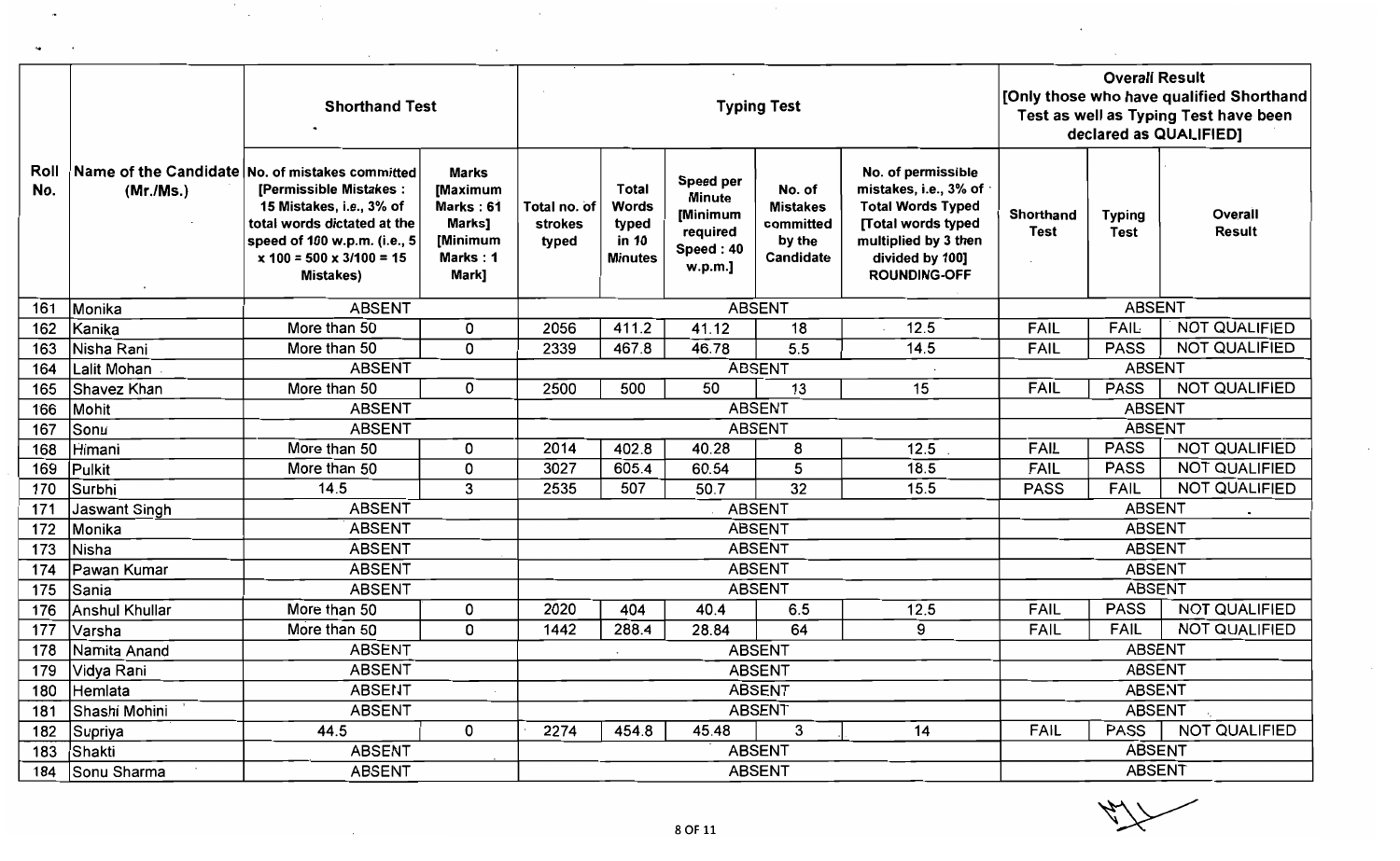| Roll No. | Name of the Candidate (Mr./Ms.) | Shorthand Test | | Typing Test | | | | | Overall Result [Only those who have qualified Shorthand Test as well as Typing Test have been declared as QUALIFIED] | | |
|---|---|---|---|---|---|---|---|---|---|---|---|
| | | No. of mistakes committed [Permissible Mistakes : 15 Mistakes, i.e., 3% of total words dictated at the speed of 100 w.p.m. (i.e., 5 x 100 = 500 x 3/100 = 15 Mistakes) | Marks [Maximum Marks : 61 Marks] [Minimum Marks : 1 Mark] | Total no. of strokes typed | Total Words typed in 10 Minutes | Speed per Minute [Minimum required Speed : 40 w.p.m.] | No. of Mistakes committed by the Candidate | No. of permissible mistakes, i.e., 3% of Total Words Typed [Total words typed multiplied by 3 then divided by 100] ROUNDING-OFF | Shorthand Test | Typing Test | Overall Result |
| 161 | Monika | ABSENT | | ABSENT | | | | | ABSENT | | |
| 162 | Kanika | More than 50 | 0 | 2056 | 411.2 | 41.12 | 18 | 12.5 | FAIL | FAIL | NOT QUALIFIED |
| 163 | Nisha Rani | More than 50 | 0 | 2339 | 467.8 | 46.78 | 5.5 | 14.5 | FAIL | PASS | NOT QUALIFIED |
| 164 | Lalit Mohan | ABSENT | | ABSENT | | | | | ABSENT | | |
| 165 | Shavez Khan | More than 50 | 0 | 2500 | 500 | 50 | 13 | 15 | FAIL | PASS | NOT QUALIFIED |
| 166 | Mohit | ABSENT | | ABSENT | | | | | ABSENT | | |
| 167 | Sonu | ABSENT | | ABSENT | | | | | ABSENT | | |
| 168 | Himani | More than 50 | 0 | 2014 | 402.8 | 40.28 | 8 | 12.5 | FAIL | PASS | NOT QUALIFIED |
| 169 | Pulkit | More than 50 | 0 | 3027 | 605.4 | 60.54 | 5 | 18.5 | FAIL | PASS | NOT QUALIFIED |
| 170 | Surbhi | 14.5 | 3 | 2535 | 507 | 50.7 | 32 | 15.5 | PASS | FAIL | NOT QUALIFIED |
| 171 | Jaswant Singh | ABSENT | | ABSENT | | | | | ABSENT | | |
| 172 | Monika | ABSENT | | ABSENT | | | | | ABSENT | | |
| 173 | Nisha | ABSENT | | ABSENT | | | | | ABSENT | | |
| 174 | Pawan Kumar | ABSENT | | ABSENT | | | | | ABSENT | | |
| 175 | Sania | ABSENT | | ABSENT | | | | | ABSENT | | |
| 176 | Anshul Khullar | More than 50 | 0 | 2020 | 404 | 40.4 | 6.5 | 12.5 | FAIL | PASS | NOT QUALIFIED |
| 177 | Varsha | More than 50 | 0 | 1442 | 288.4 | 28.84 | 64 | 9 | FAIL | FAIL | NOT QUALIFIED |
| 178 | Namita Anand | ABSENT | | ABSENT | | | | | ABSENT | | |
| 179 | Vidya Rani | ABSENT | | ABSENT | | | | | ABSENT | | |
| 180 | Hemlata | ABSENT | | ABSENT | | | | | ABSENT | | |
| 181 | Shashi Mohini | ABSENT | | ABSENT | | | | | ABSENT | | |
| 182 | Supriya | 44.5 | 0 | 2274 | 454.8 | 45.48 | 3 | 14 | FAIL | PASS | NOT QUALIFIED |
| 183 | Shakti | ABSENT | | ABSENT | | | | | ABSENT | | |
| 184 | Sonu Sharma | ABSENT | | ABSENT | | | | | ABSENT | | |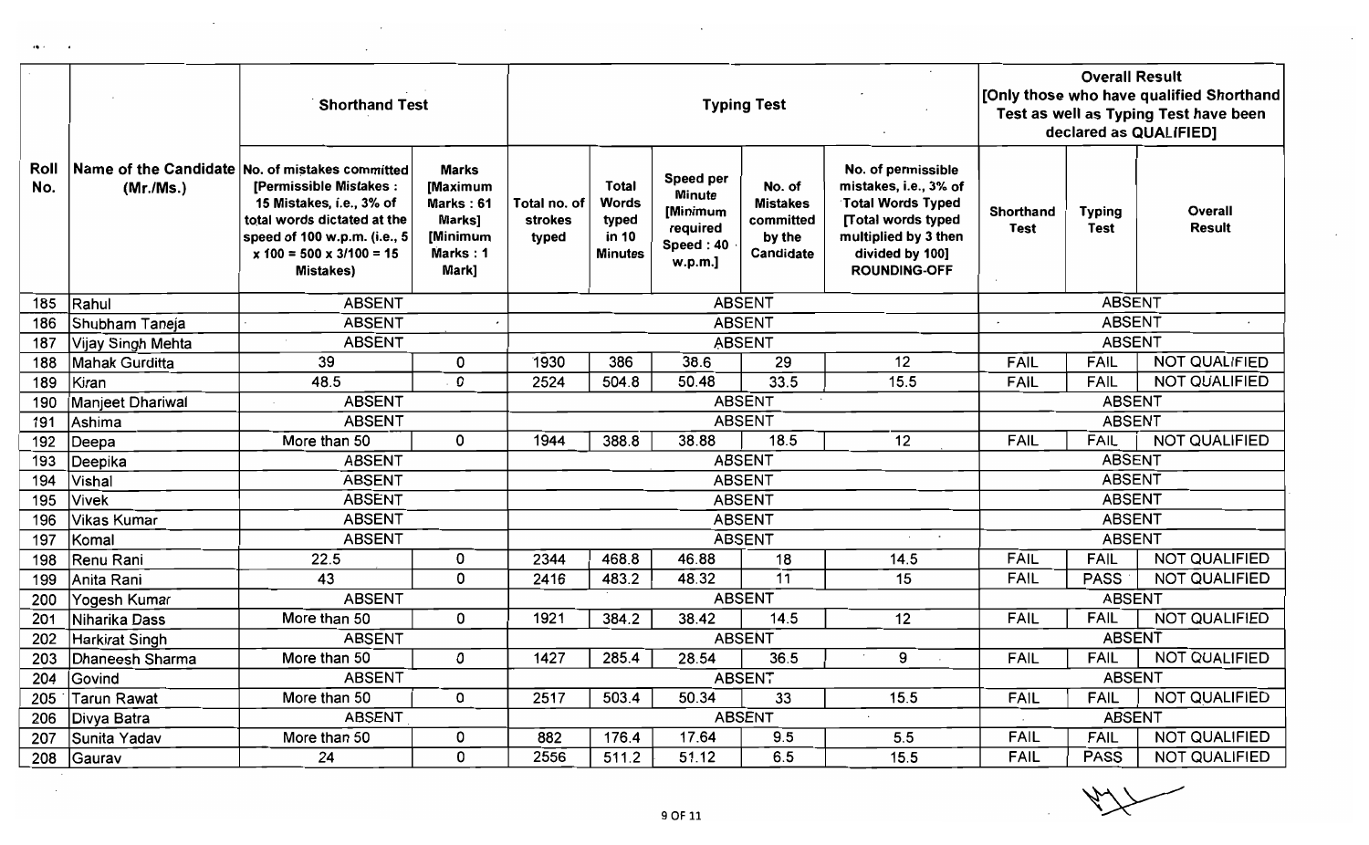| Roll No. | Name of the Candidate (Mr./Ms.) | Shorthand Test | | Typing Test | | | | | Overall Result [Only those who have qualified Shorthand Test as well as Typing Test have been declared as QUALIFIED] | | |
|---|---|---|---|---|---|---|---|---|---|---|---|
| | | No. of mistakes committed [Permissible Mistakes : 15 Mistakes, i.e., 3% of total words dictated at the speed of 100 w.p.m. (i.e., 5 x 100 = 500 x 3/100 = 15 Mistakes) | Marks [Maximum Marks : 61 Marks] [Minimum Marks : 1 Mark] | Total no. of strokes typed | Total Words typed in 10 Minutes | Speed per Minute [Minimum required Speed : 40 w.p.m.] | No. of Mistakes committed by the Candidate | No. of permissible mistakes, i.e., 3% of Total Words Typed [Total words typed multiplied by 3 then divided by 100] ROUNDING-OFF | Shorthand Test | Typing Test | Overall Result |
| 185 | Rahul | ABSENT | | ABSENT | | | | | ABSENT | | |
| 186 | Shubham Taneja | ABSENT | | ABSENT | | | | | ABSENT | | |
| 187 | Vijay Singh Mehta | ABSENT | | ABSENT | | | | | ABSENT | | |
| 188 | Mahak Gurditta | 39 | 0 | 1930 | 386 | 38.6 | 29 | 12 | FAIL | FAIL | NOT QUALIFIED |
| 189 | Kiran | 48.5 | 0 | 2524 | 504.8 | 50.48 | 33.5 | 15.5 | FAIL | FAIL | NOT QUALIFIED |
| 190 | Manjeet Dhariwal | ABSENT | | ABSENT | | | | | ABSENT | | |
| 191 | Ashima | ABSENT | | ABSENT | | | | | ABSENT | | |
| 192 | Deepa | More than 50 | 0 | 1944 | 388.8 | 38.88 | 18.5 | 12 | FAIL | FAIL | NOT QUALIFIED |
| 193 | Deepika | ABSENT | | ABSENT | | | | | ABSENT | | |
| 194 | Vishal | ABSENT | | ABSENT | | | | | ABSENT | | |
| 195 | Vivek | ABSENT | | ABSENT | | | | | ABSENT | | |
| 196 | Vikas Kumar | ABSENT | | ABSENT | | | | | ABSENT | | |
| 197 | Komal | ABSENT | | ABSENT | | | | | ABSENT | | |
| 198 | Renu Rani | 22.5 | 0 | 2344 | 468.8 | 46.88 | 18 | 14.5 | FAIL | FAIL | NOT QUALIFIED |
| 199 | Anita Rani | 43 | 0 | 2416 | 483.2 | 48.32 | 11 | 15 | FAIL | PASS | NOT QUALIFIED |
| 200 | Yogesh Kumar | ABSENT | | ABSENT | | | | | ABSENT | | |
| 201 | Niharika Dass | More than 50 | 0 | 1921 | 384.2 | 38.42 | 14.5 | 12 | FAIL | FAIL | NOT QUALIFIED |
| 202 | Harkirat Singh | ABSENT | | ABSENT | | | | | ABSENT | | |
| 203 | Dhaneesh Sharma | More than 50 | 0 | 1427 | 285.4 | 28.54 | 36.5 | 9 | FAIL | FAIL | NOT QUALIFIED |
| 204 | Govind | ABSENT | | ABSENT | | | | | ABSENT | | |
| 205 | Tarun Rawat | More than 50 | 0 | 2517 | 503.4 | 50.34 | 33 | 15.5 | FAIL | FAIL | NOT QUALIFIED |
| 206 | Divya Batra | ABSENT | | ABSENT | | | | | ABSENT | | |
| 207 | Sunita Yadav | More than 50 | 0 | 882 | 176.4 | 17.64 | 9.5 | 5.5 | FAIL | FAIL | NOT QUALIFIED |
| 208 | Gaurav | 24 | 0 | 2556 | 511.2 | 51.12 | 6.5 | 15.5 | FAIL | PASS | NOT QUALIFIED |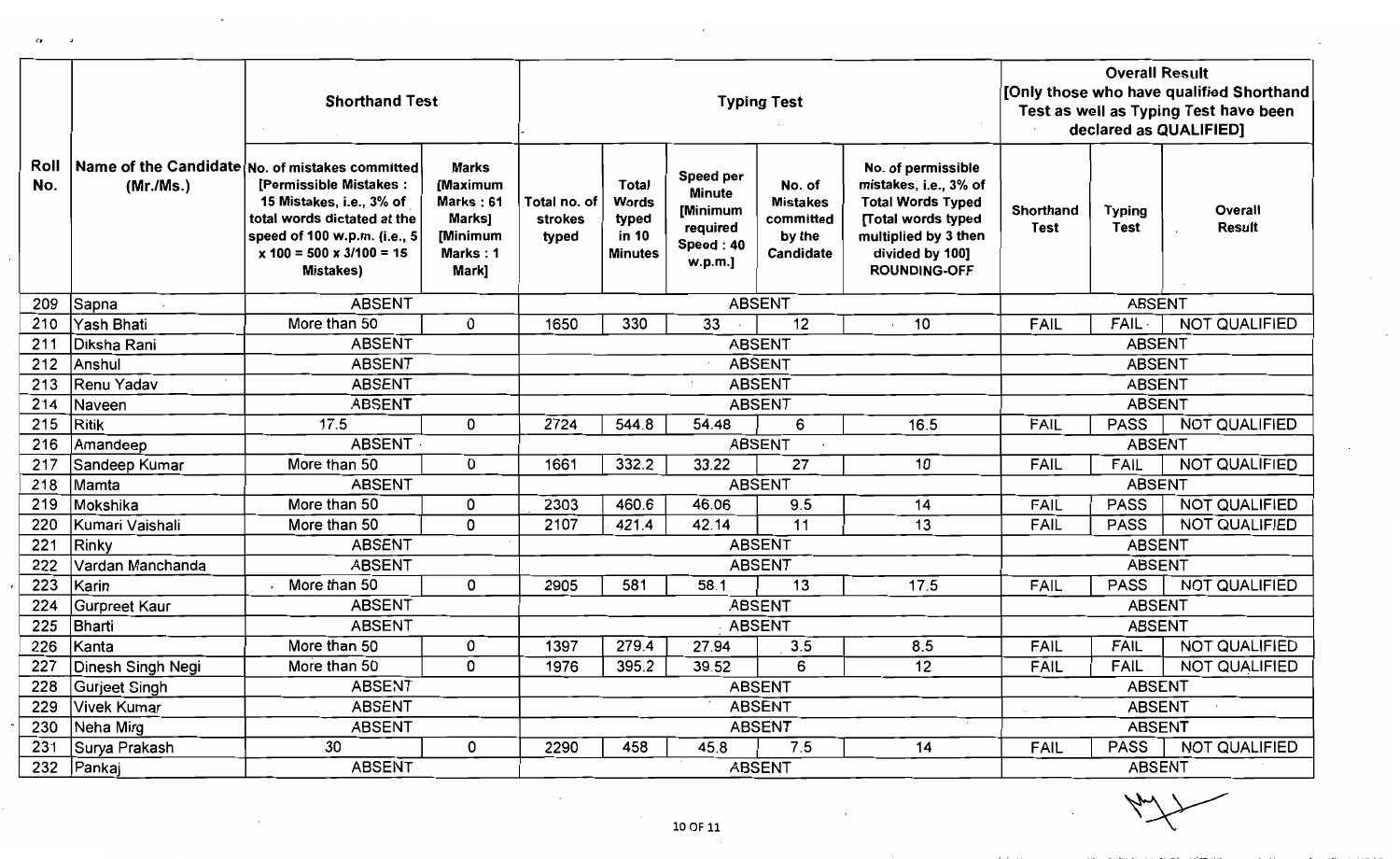| Roll No. | Name of the Candidate (Mr./Ms.) | Shorthand Test | | Typing Test | | | | | Overall Result [Only those who have qualified Shorthand Test as well as Typing Test have been declared as QUALIFIED] | | |
|---|---|---|---|---|---|---|---|---|---|---|---|
| | | No. of mistakes committed [Permissible Mistakes : 15 Mistakes, i.e., 3% of total words dictated at the speed of 100 w.p.m. (i.e., 5 x 100 = 500 x 3/100 = 15 Mistakes) | Marks [Maximum Marks : 61 Marks] [Minimum Marks : 1 Mark] | Total no. of strokes typed | Total Words typed in 10 Minutes | Speed per Minute [Minimum required Speed : 40 w.p.m.] | No. of Mistakes committed by the Candidate | No. of permissible mistakes, i.e., 3% of Total Words Typed [Total words typed multiplied by 3 then divided by 100] ROUNDING-OFF | Shorthand Test | Typing Test | Overall Result |
| 209 | Sapna | ABSENT | | ABSENT | | | | | ABSENT | | |
| 210 | Yash Bhati | More than 50 | 0 | 1650 | 330 | 33 | 12 | 10 | FAIL | FAIL | NOT QUALIFIED |
| 211 | Diksha Rani | ABSENT | | ABSENT | | | | | ABSENT | | |
| 212 | Anshul | ABSENT | | ABSENT | | | | | ABSENT | | |
| 213 | Renu Yadav | ABSENT | | ABSENT | | | | | ABSENT | | |
| 214 | Naveen | ABSENT | | ABSENT | | | | | ABSENT | | |
| 215 | Ritik | 17.5 | 0 | 2724 | 544.8 | 54.48 | 6 | 16.5 | FAIL | PASS | NOT QUALIFIED |
| 216 | Amandeep | ABSENT | | ABSENT | | | | | ABSENT | | |
| 217 | Sandeep Kumar | More than 50 | 0 | 1661 | 332.2 | 33.22 | 27 | 10 | FAIL | FAIL | NOT QUALIFIED |
| 218 | Mamta | ABSENT | | ABSENT | | | | | ABSENT | | |
| 219 | Mokshika | More than 50 | 0 | 2303 | 460.6 | 46.06 | 9.5 | 14 | FAIL | PASS | NOT QUALIFIED |
| 220 | Kumari Vaishali | More than 50 | 0 | 2107 | 421.4 | 42.14 | 11 | 13 | FAIL | PASS | NOT QUALIFIED |
| 221 | Rinky | ABSENT | | ABSENT | | | | | ABSENT | | |
| 222 | Vardan Manchanda | ABSENT | | ABSENT | | | | | ABSENT | | |
| 223 | Karin | More than 50 | 0 | 2905 | 581 | 58.1 | 13 | 17.5 | FAIL | PASS | NOT QUALIFIED |
| 224 | Gurpreet Kaur | ABSENT | | ABSENT | | | | | ABSENT | | |
| 225 | Bharti | ABSENT | | ABSENT | | | | | ABSENT | | |
| 226 | Kanta | More than 50 | 0 | 1397 | 279.4 | 27.94 | 3.5 | 8.5 | FAIL | FAIL | NOT QUALIFIED |
| 227 | Dinesh Singh Negi | More than 50 | 0 | 1976 | 395.2 | 39.52 | 6 | 12 | FAIL | FAIL | NOT QUALIFIED |
| 228 | Gurjeet Singh | ABSENT | | ABSENT | | | | | ABSENT | | |
| 229 | Vivek Kumar | ABSENT | | ABSENT | | | | | ABSENT | | |
| 230 | Neha Mirg | ABSENT | | ABSENT | | | | | ABSENT | | |
| 231 | Surya Prakash | 30 | 0 | 2290 | 458 | 45.8 | 7.5 | 14 | FAIL | PASS | NOT QUALIFIED |
| 232 | Pankaj | ABSENT | | ABSENT | | | | | ABSENT | | |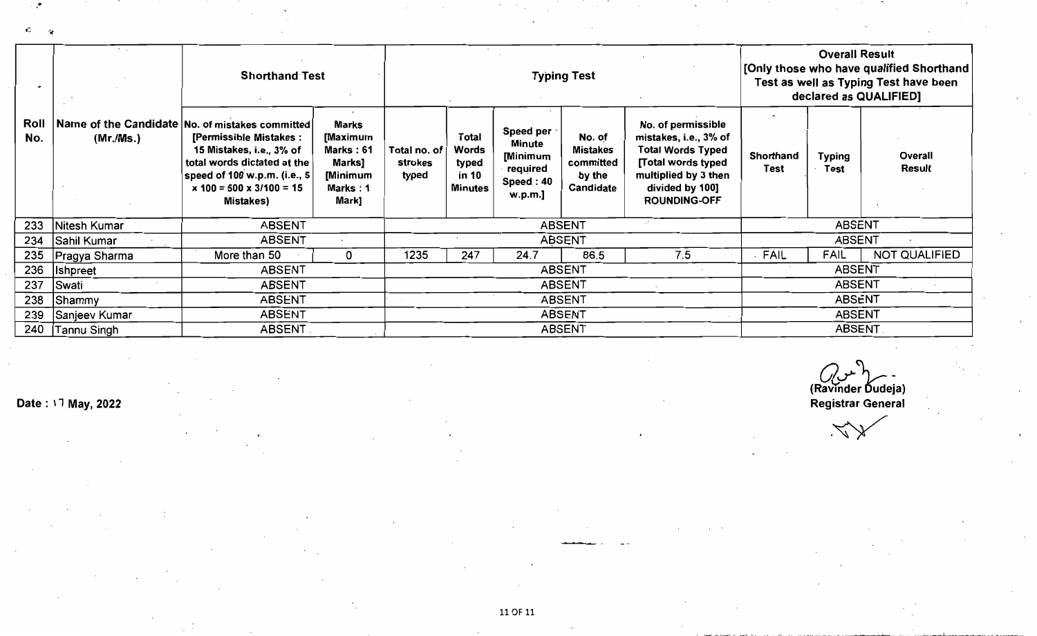| Roll No. | Name of the Candidate (Mr./Ms.) | Shorthand Test | | Typing Test | | | | | Overall Result [Only those who have qualified Shorthand Test as well as Typing Test have been declared as QUALIFIED] | | |
|---|---|---|---|---|---|---|---|---|---|---|---|
| | | No. of mistakes committed [Permissible Mistakes : 15 Mistakes, i.e., 3% of total words dictated at the speed of 100 w.p.m. (i.e., 5 x 100 = 500 x 3/100 = 15 Mistakes) | Marks [Maximum Marks : 61 Marks] [Minimum Marks : 1 Mark] | Total no. of strokes typed | Total Words typed in 10 Minutes | Speed per Minute [Minimum required Speed : 40 w.p.m.] | No. of Mistakes committed by the Candidate | No. of permissible mistakes, i.e., 3% of Total Words Typed [Total words typed multiplied by 3 then divided by 100] ROUNDING-OFF | Shorthand Test | Typing Test | Overall Result |
| 233 | Nitesh Kumar | ABSENT | | ABSENT | | | | | ABSENT | | |
| 234 | Sahil Kumar | ABSENT | | ABSENT | | | | | ABSENT | | |
| 235 | Pragya Sharma | More than 50 | 0 | 1235 | 247 | 24.7 | 86.5 | 7.5 | FAIL | FAIL | NOT QUALIFIED |
| 236 | Ishpreet | ABSENT | | ABSENT | | | | | ABSENT | | |
| 237 | Swati | ABSENT | | ABSENT | | | | | ABSENT | | |
| 238 | Shammy | ABSENT | | ABSENT | | | | | ABSENT | | |
| 239 | Sanjeev Kumar | ABSENT | | ABSENT | | | | | ABSENT | | |
| 240 | Tannu Singh | ABSENT | | ABSENT | | | | | ABSENT | | |

Date : 17 May, 2022

(Ravinder Dudeja)
**Registrar General**